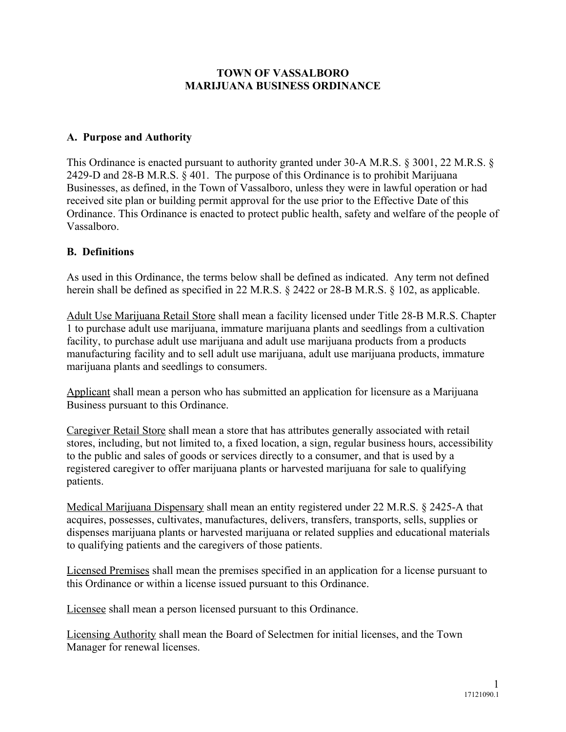# TOWN OF VASSALBORO
# MARIJUANA BUSINESS ORDINANCE

## A. Purpose and Authority

This Ordinance is enacted pursuant to authority granted under 30-A M.R.S. § 3001, 22 M.R.S. § 2429-D and 28-B M.R.S. § 401. The purpose of this Ordinance is to prohibit Marijuana Businesses, as defined, in the Town of Vassalboro, unless they were in lawful operation or had received site plan or building permit approval for the use prior to the Effective Date of this Ordinance. This Ordinance is enacted to protect public health, safety and welfare of the people of Vassalboro.

## B. Definitions

As used in this Ordinance, the terms below shall be defined as indicated. Any term not defined herein shall be defined as specified in 22 M.R.S. § 2422 or 28-B M.R.S. § 102, as applicable.

<u>Adult Use Marijuana Retail Store</u> shall mean a facility licensed under Title 28-B M.R.S. Chapter 1 to purchase adult use marijuana, immature marijuana plants and seedlings from a cultivation facility, to purchase adult use marijuana and adult use marijuana products from a products manufacturing facility and to sell adult use marijuana, adult use marijuana products, immature marijuana plants and seedlings to consumers.

<u>Applicant</u> shall mean a person who has submitted an application for licensure as a Marijuana Business pursuant to this Ordinance.

<u>Caregiver Retail Store</u> shall mean a store that has attributes generally associated with retail stores, including, but not limited to, a fixed location, a sign, regular business hours, accessibility to the public and sales of goods or services directly to a consumer, and that is used by a registered caregiver to offer marijuana plants or harvested marijuana for sale to qualifying patients.

<u>Medical Marijuana Dispensary</u> shall mean an entity registered under 22 M.R.S. § 2425-A that acquires, possesses, cultivates, manufactures, delivers, transfers, transports, sells, supplies or dispenses marijuana plants or harvested marijuana or related supplies and educational materials to qualifying patients and the caregivers of those patients.

<u>Licensed Premises</u> shall mean the premises specified in an application for a license pursuant to this Ordinance or within a license issued pursuant to this Ordinance.

<u>Licensee</u> shall mean a person licensed pursuant to this Ordinance.

<u>Licensing Authority</u> shall mean the Board of Selectmen for initial licenses, and the Town Manager for renewal licenses.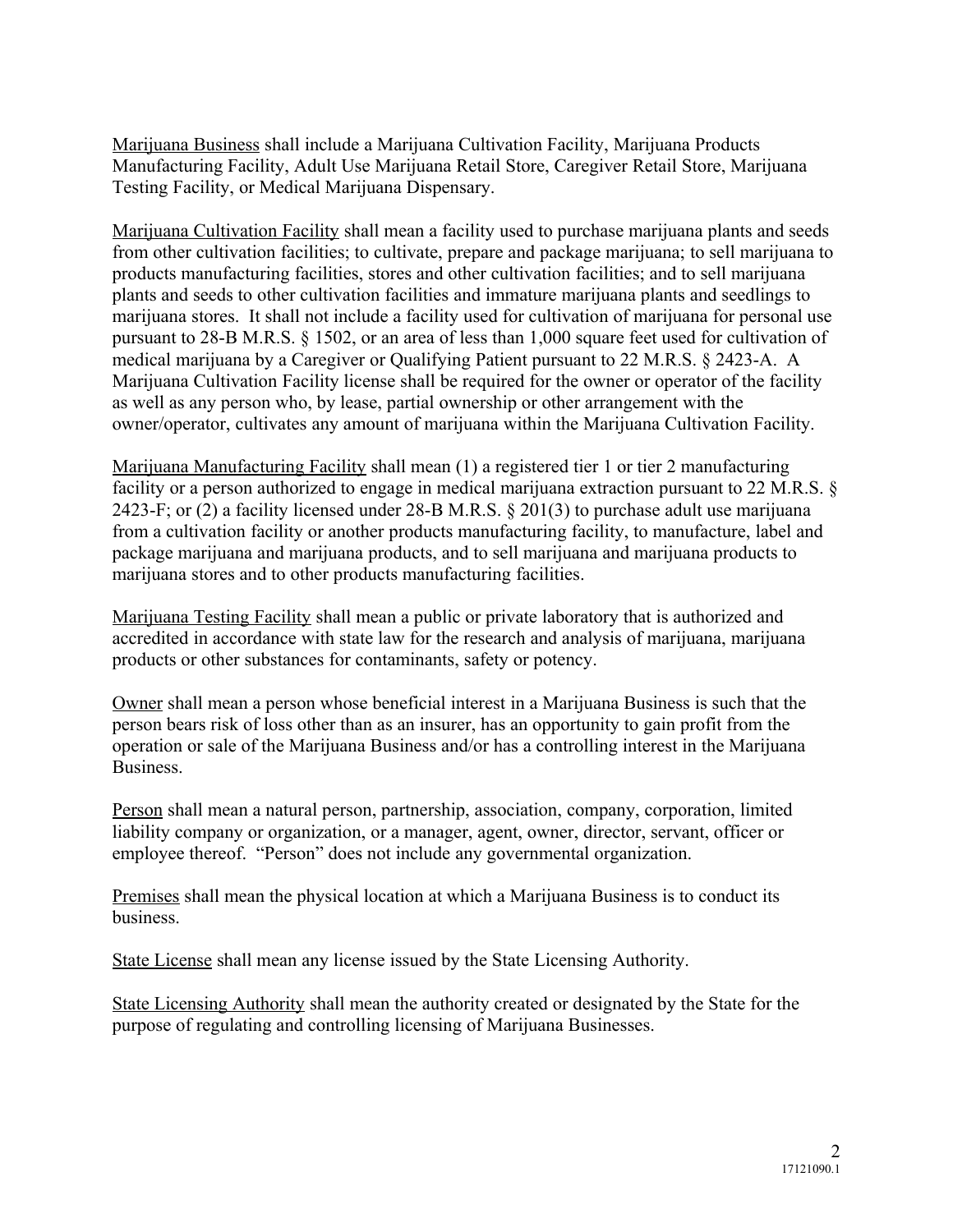Marijuana Business shall include a Marijuana Cultivation Facility, Marijuana Products Manufacturing Facility, Adult Use Marijuana Retail Store, Caregiver Retail Store, Marijuana Testing Facility, or Medical Marijuana Dispensary.

Marijuana Cultivation Facility shall mean a facility used to purchase marijuana plants and seeds from other cultivation facilities; to cultivate, prepare and package marijuana; to sell marijuana to products manufacturing facilities, stores and other cultivation facilities; and to sell marijuana plants and seeds to other cultivation facilities and immature marijuana plants and seedlings to marijuana stores. It shall not include a facility used for cultivation of marijuana for personal use pursuant to 28-B M.R.S. § 1502, or an area of less than 1,000 square feet used for cultivation of medical marijuana by a Caregiver or Qualifying Patient pursuant to 22 M.R.S. § 2423-A. A Marijuana Cultivation Facility license shall be required for the owner or operator of the facility as well as any person who, by lease, partial ownership or other arrangement with the owner/operator, cultivates any amount of marijuana within the Marijuana Cultivation Facility.

Marijuana Manufacturing Facility shall mean (1) a registered tier 1 or tier 2 manufacturing facility or a person authorized to engage in medical marijuana extraction pursuant to 22 M.R.S. § 2423-F; or (2) a facility licensed under 28-B M.R.S. § 201(3) to purchase adult use marijuana from a cultivation facility or another products manufacturing facility, to manufacture, label and package marijuana and marijuana products, and to sell marijuana and marijuana products to marijuana stores and to other products manufacturing facilities.

Marijuana Testing Facility shall mean a public or private laboratory that is authorized and accredited in accordance with state law for the research and analysis of marijuana, marijuana products or other substances for contaminants, safety or potency.

Owner shall mean a person whose beneficial interest in a Marijuana Business is such that the person bears risk of loss other than as an insurer, has an opportunity to gain profit from the operation or sale of the Marijuana Business and/or has a controlling interest in the Marijuana Business.

Person shall mean a natural person, partnership, association, company, corporation, limited liability company or organization, or a manager, agent, owner, director, servant, officer or employee thereof. "Person" does not include any governmental organization.

Premises shall mean the physical location at which a Marijuana Business is to conduct its business.

State License shall mean any license issued by the State Licensing Authority.

State Licensing Authority shall mean the authority created or designated by the State for the purpose of regulating and controlling licensing of Marijuana Businesses.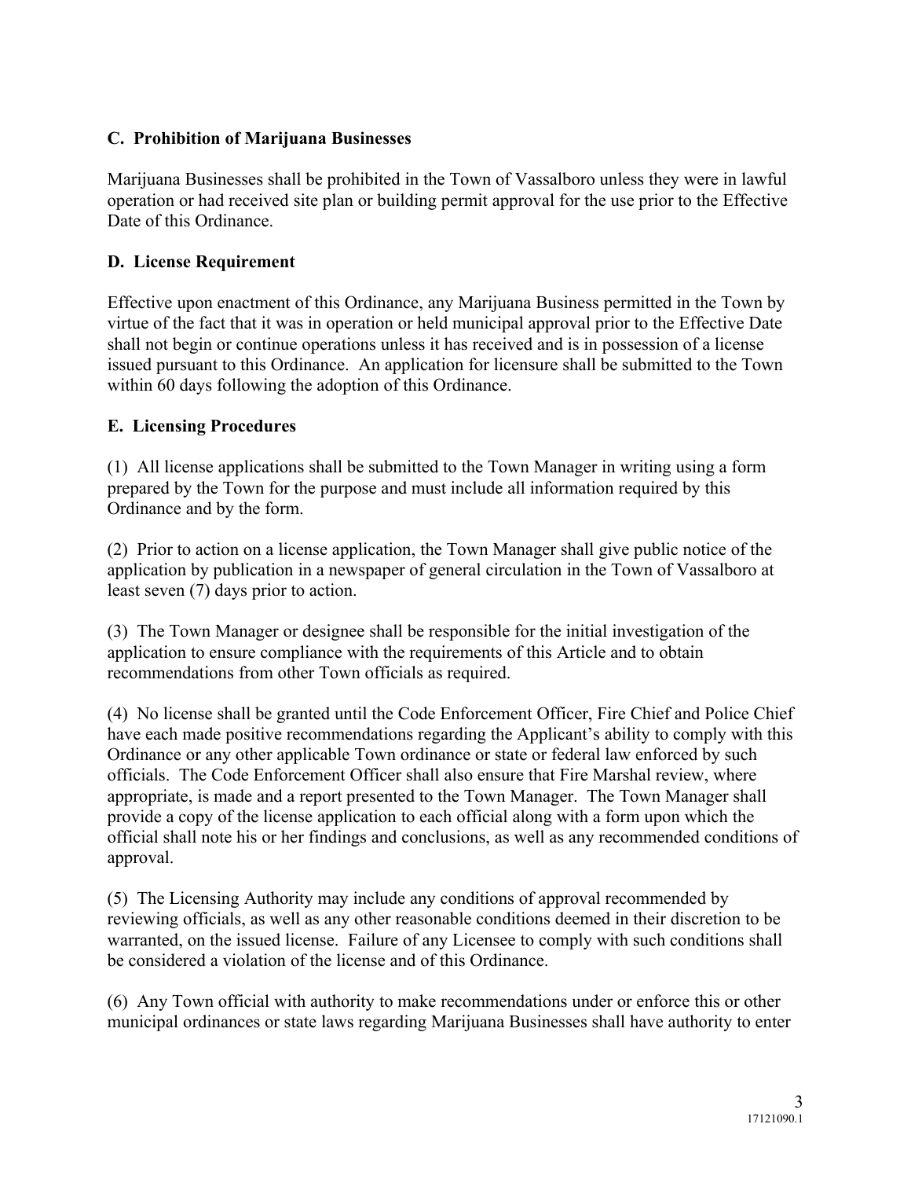**C. Prohibition of Marijuana Businesses**

Marijuana Businesses shall be prohibited in the Town of Vassalboro unless they were in lawful operation or had received site plan or building permit approval for the use prior to the Effective Date of this Ordinance.

**D. License Requirement**

Effective upon enactment of this Ordinance, any Marijuana Business permitted in the Town by virtue of the fact that it was in operation or held municipal approval prior to the Effective Date shall not begin or continue operations unless it has received and is in possession of a license issued pursuant to this Ordinance. An application for licensure shall be submitted to the Town within 60 days following the adoption of this Ordinance.

**E. Licensing Procedures**

(1) All license applications shall be submitted to the Town Manager in writing using a form prepared by the Town for the purpose and must include all information required by this Ordinance and by the form.

(2) Prior to action on a license application, the Town Manager shall give public notice of the application by publication in a newspaper of general circulation in the Town of Vassalboro at least seven (7) days prior to action.

(3) The Town Manager or designee shall be responsible for the initial investigation of the application to ensure compliance with the requirements of this Article and to obtain recommendations from other Town officials as required.

(4) No license shall be granted until the Code Enforcement Officer, Fire Chief and Police Chief have each made positive recommendations regarding the Applicant's ability to comply with this Ordinance or any other applicable Town ordinance or state or federal law enforced by such officials. The Code Enforcement Officer shall also ensure that Fire Marshal review, where appropriate, is made and a report presented to the Town Manager. The Town Manager shall provide a copy of the license application to each official along with a form upon which the official shall note his or her findings and conclusions, as well as any recommended conditions of approval.

(5) The Licensing Authority may include any conditions of approval recommended by reviewing officials, as well as any other reasonable conditions deemed in their discretion to be warranted, on the issued license. Failure of any Licensee to comply with such conditions shall be considered a violation of the license and of this Ordinance.

(6) Any Town official with authority to make recommendations under or enforce this or other municipal ordinances or state laws regarding Marijuana Businesses shall have authority to enter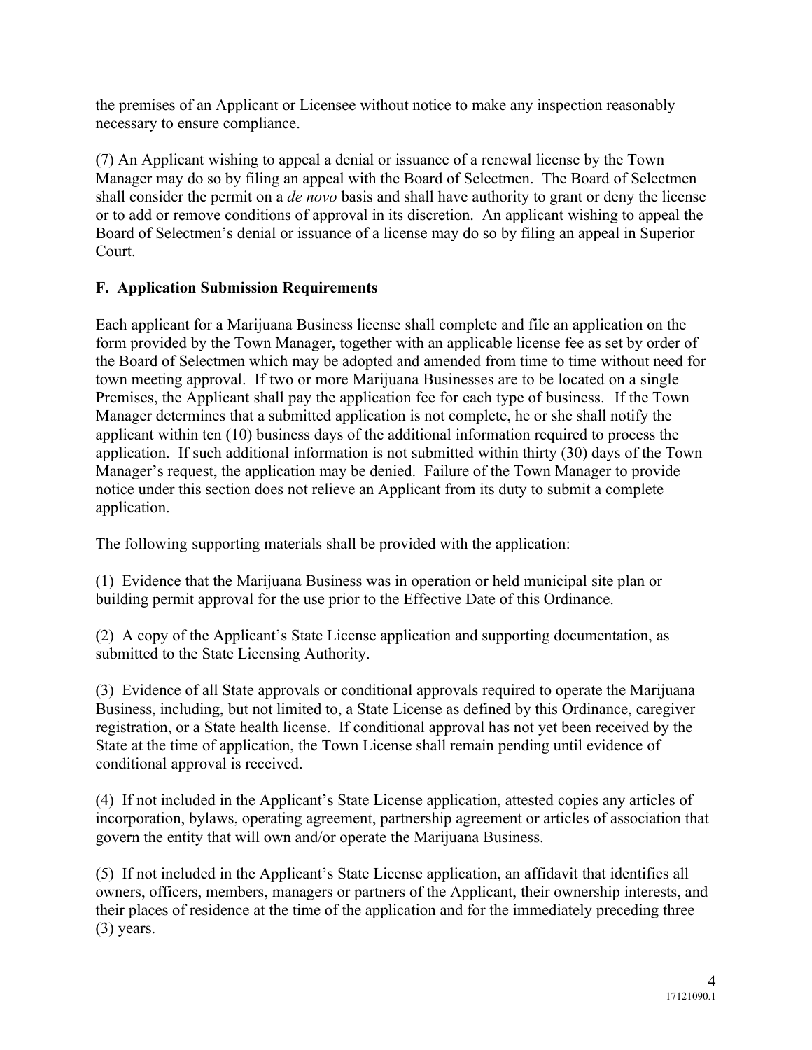the premises of an Applicant or Licensee without notice to make any inspection reasonably necessary to ensure compliance.

(7) An Applicant wishing to appeal a denial or issuance of a renewal license by the Town Manager may do so by filing an appeal with the Board of Selectmen. The Board of Selectmen shall consider the permit on a *de novo* basis and shall have authority to grant or deny the license or to add or remove conditions of approval in its discretion. An applicant wishing to appeal the Board of Selectmen's denial or issuance of a license may do so by filing an appeal in Superior Court.

**F. Application Submission Requirements**

Each applicant for a Marijuana Business license shall complete and file an application on the form provided by the Town Manager, together with an applicable license fee as set by order of the Board of Selectmen which may be adopted and amended from time to time without need for town meeting approval. If two or more Marijuana Businesses are to be located on a single Premises, the Applicant shall pay the application fee for each type of business. If the Town Manager determines that a submitted application is not complete, he or she shall notify the applicant within ten (10) business days of the additional information required to process the application. If such additional information is not submitted within thirty (30) days of the Town Manager's request, the application may be denied. Failure of the Town Manager to provide notice under this section does not relieve an Applicant from its duty to submit a complete application.

The following supporting materials shall be provided with the application:

(1) Evidence that the Marijuana Business was in operation or held municipal site plan or building permit approval for the use prior to the Effective Date of this Ordinance.

(2) A copy of the Applicant's State License application and supporting documentation, as submitted to the State Licensing Authority.

(3) Evidence of all State approvals or conditional approvals required to operate the Marijuana Business, including, but not limited to, a State License as defined by this Ordinance, caregiver registration, or a State health license. If conditional approval has not yet been received by the State at the time of application, the Town License shall remain pending until evidence of conditional approval is received.

(4) If not included in the Applicant's State License application, attested copies any articles of incorporation, bylaws, operating agreement, partnership agreement or articles of association that govern the entity that will own and/or operate the Marijuana Business.

(5) If not included in the Applicant's State License application, an affidavit that identifies all owners, officers, members, managers or partners of the Applicant, their ownership interests, and their places of residence at the time of the application and for the immediately preceding three (3) years.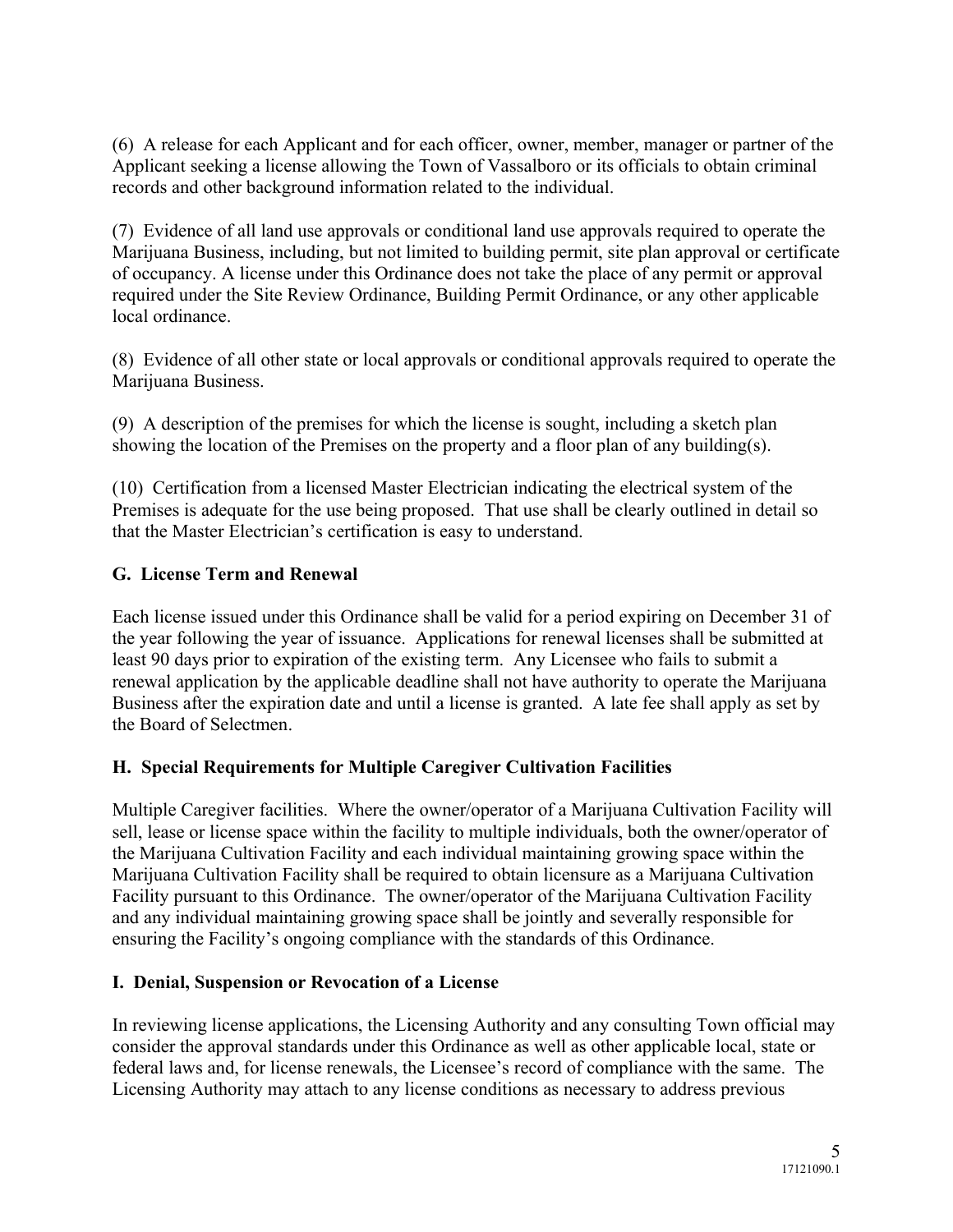(6) A release for each Applicant and for each officer, owner, member, manager or partner of the Applicant seeking a license allowing the Town of Vassalboro or its officials to obtain criminal records and other background information related to the individual.

(7) Evidence of all land use approvals or conditional land use approvals required to operate the Marijuana Business, including, but not limited to building permit, site plan approval or certificate of occupancy. A license under this Ordinance does not take the place of any permit or approval required under the Site Review Ordinance, Building Permit Ordinance, or any other applicable local ordinance.

(8) Evidence of all other state or local approvals or conditional approvals required to operate the Marijuana Business.

(9) A description of the premises for which the license is sought, including a sketch plan showing the location of the Premises on the property and a floor plan of any building(s).

(10) Certification from a licensed Master Electrician indicating the electrical system of the Premises is adequate for the use being proposed. That use shall be clearly outlined in detail so that the Master Electrician's certification is easy to understand.

### G. License Term and Renewal

Each license issued under this Ordinance shall be valid for a period expiring on December 31 of the year following the year of issuance. Applications for renewal licenses shall be submitted at least 90 days prior to expiration of the existing term. Any Licensee who fails to submit a renewal application by the applicable deadline shall not have authority to operate the Marijuana Business after the expiration date and until a license is granted. A late fee shall apply as set by the Board of Selectmen.

### H. Special Requirements for Multiple Caregiver Cultivation Facilities

Multiple Caregiver facilities. Where the owner/operator of a Marijuana Cultivation Facility will sell, lease or license space within the facility to multiple individuals, both the owner/operator of the Marijuana Cultivation Facility and each individual maintaining growing space within the Marijuana Cultivation Facility shall be required to obtain licensure as a Marijuana Cultivation Facility pursuant to this Ordinance. The owner/operator of the Marijuana Cultivation Facility and any individual maintaining growing space shall be jointly and severally responsible for ensuring the Facility's ongoing compliance with the standards of this Ordinance.

### I. Denial, Suspension or Revocation of a License

In reviewing license applications, the Licensing Authority and any consulting Town official may consider the approval standards under this Ordinance as well as other applicable local, state or federal laws and, for license renewals, the Licensee's record of compliance with the same. The Licensing Authority may attach to any license conditions as necessary to address previous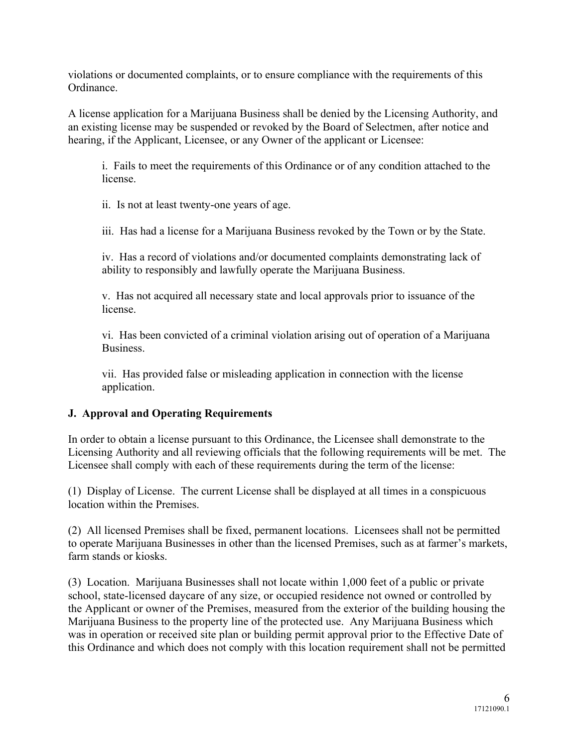violations or documented complaints, or to ensure compliance with the requirements of this Ordinance.

A license application for a Marijuana Business shall be denied by the Licensing Authority, and an existing license may be suspended or revoked by the Board of Selectmen, after notice and hearing, if the Applicant, Licensee, or any Owner of the applicant or Licensee:

i. Fails to meet the requirements of this Ordinance or of any condition attached to the license.

ii. Is not at least twenty-one years of age.

iii. Has had a license for a Marijuana Business revoked by the Town or by the State.

iv. Has a record of violations and/or documented complaints demonstrating lack of ability to responsibly and lawfully operate the Marijuana Business.

v. Has not acquired all necessary state and local approvals prior to issuance of the license.

vi. Has been convicted of a criminal violation arising out of operation of a Marijuana Business.

vii. Has provided false or misleading application in connection with the license application.

### J. Approval and Operating Requirements

In order to obtain a license pursuant to this Ordinance, the Licensee shall demonstrate to the Licensing Authority and all reviewing officials that the following requirements will be met. The Licensee shall comply with each of these requirements during the term of the license:

(1) Display of License. The current License shall be displayed at all times in a conspicuous location within the Premises.

(2) All licensed Premises shall be fixed, permanent locations. Licensees shall not be permitted to operate Marijuana Businesses in other than the licensed Premises, such as at farmer's markets, farm stands or kiosks.

(3) Location. Marijuana Businesses shall not locate within 1,000 feet of a public or private school, state-licensed daycare of any size, or occupied residence not owned or controlled by the Applicant or owner of the Premises, measured from the exterior of the building housing the Marijuana Business to the property line of the protected use. Any Marijuana Business which was in operation or received site plan or building permit approval prior to the Effective Date of this Ordinance and which does not comply with this location requirement shall not be permitted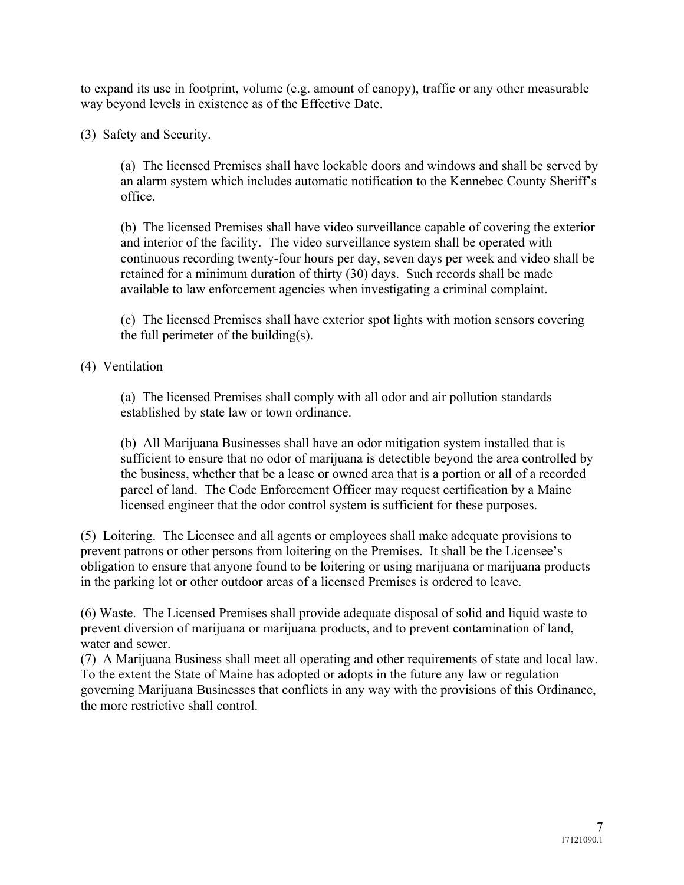to expand its use in footprint, volume (e.g. amount of canopy), traffic or any other measurable way beyond levels in existence as of the Effective Date.

(3) Safety and Security.

(a) The licensed Premises shall have lockable doors and windows and shall be served by an alarm system which includes automatic notification to the Kennebec County Sheriff's office.

(b) The licensed Premises shall have video surveillance capable of covering the exterior and interior of the facility. The video surveillance system shall be operated with continuous recording twenty-four hours per day, seven days per week and video shall be retained for a minimum duration of thirty (30) days. Such records shall be made available to law enforcement agencies when investigating a criminal complaint.

(c) The licensed Premises shall have exterior spot lights with motion sensors covering the full perimeter of the building(s).

(4) Ventilation

(a) The licensed Premises shall comply with all odor and air pollution standards established by state law or town ordinance.

(b) All Marijuana Businesses shall have an odor mitigation system installed that is sufficient to ensure that no odor of marijuana is detectible beyond the area controlled by the business, whether that be a lease or owned area that is a portion or all of a recorded parcel of land. The Code Enforcement Officer may request certification by a Maine licensed engineer that the odor control system is sufficient for these purposes.

(5) Loitering. The Licensee and all agents or employees shall make adequate provisions to prevent patrons or other persons from loitering on the Premises. It shall be the Licensee's obligation to ensure that anyone found to be loitering or using marijuana or marijuana products in the parking lot or other outdoor areas of a licensed Premises is ordered to leave.

(6) Waste. The Licensed Premises shall provide adequate disposal of solid and liquid waste to prevent diversion of marijuana or marijuana products, and to prevent contamination of land, water and sewer.

(7) A Marijuana Business shall meet all operating and other requirements of state and local law. To the extent the State of Maine has adopted or adopts in the future any law or regulation governing Marijuana Businesses that conflicts in any way with the provisions of this Ordinance, the more restrictive shall control.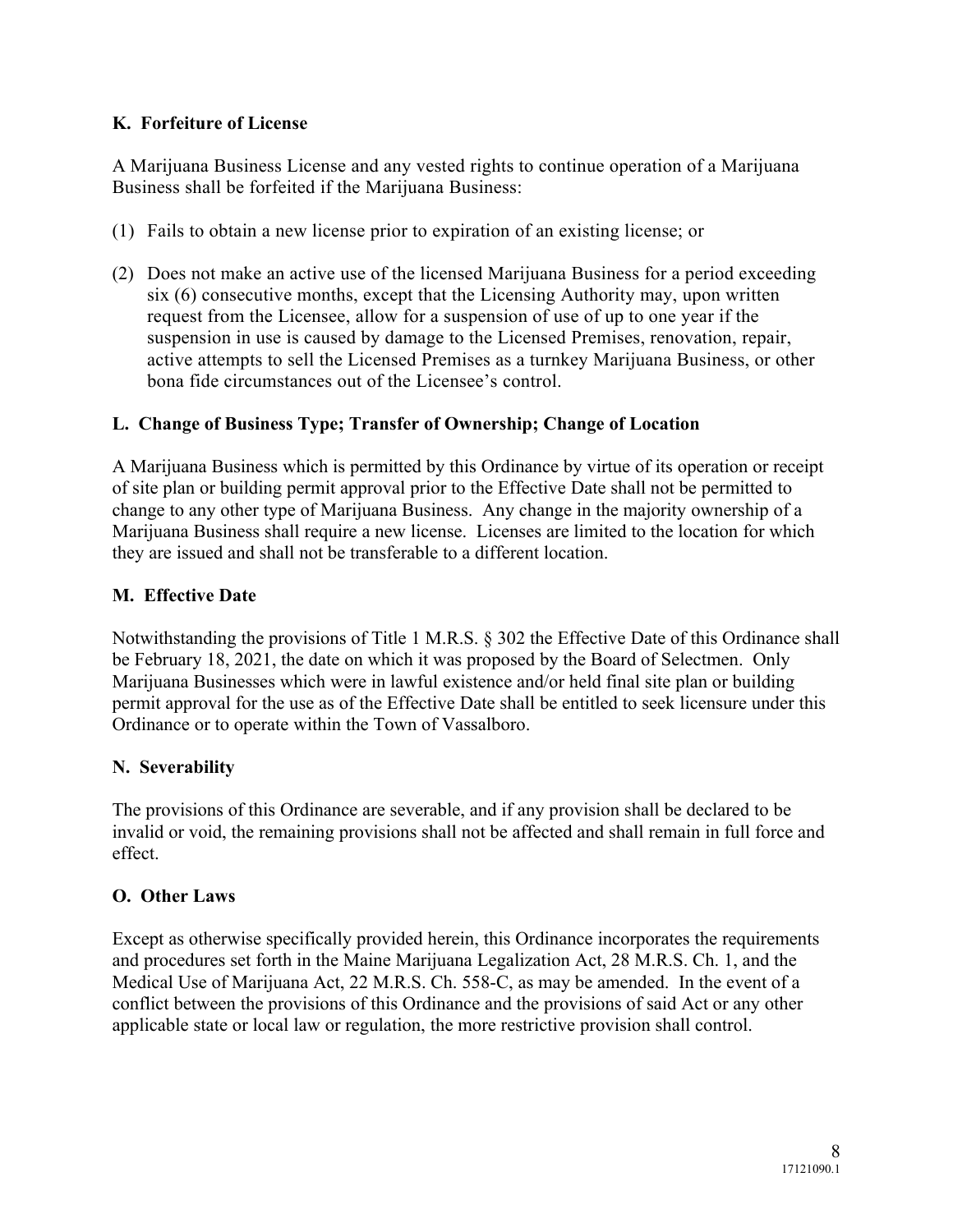**K. Forfeiture of License**

A Marijuana Business License and any vested rights to continue operation of a Marijuana Business shall be forfeited if the Marijuana Business:

(1) Fails to obtain a new license prior to expiration of an existing license; or

(2) Does not make an active use of the licensed Marijuana Business for a period exceeding six (6) consecutive months, except that the Licensing Authority may, upon written request from the Licensee, allow for a suspension of use of up to one year if the suspension in use is caused by damage to the Licensed Premises, renovation, repair, active attempts to sell the Licensed Premises as a turnkey Marijuana Business, or other bona fide circumstances out of the Licensee's control.

**L. Change of Business Type; Transfer of Ownership; Change of Location**

A Marijuana Business which is permitted by this Ordinance by virtue of its operation or receipt of site plan or building permit approval prior to the Effective Date shall not be permitted to change to any other type of Marijuana Business. Any change in the majority ownership of a Marijuana Business shall require a new license. Licenses are limited to the location for which they are issued and shall not be transferable to a different location.

**M. Effective Date**

Notwithstanding the provisions of Title 1 M.R.S. § 302 the Effective Date of this Ordinance shall be February 18, 2021, the date on which it was proposed by the Board of Selectmen. Only Marijuana Businesses which were in lawful existence and/or held final site plan or building permit approval for the use as of the Effective Date shall be entitled to seek licensure under this Ordinance or to operate within the Town of Vassalboro.

**N. Severability**

The provisions of this Ordinance are severable, and if any provision shall be declared to be invalid or void, the remaining provisions shall not be affected and shall remain in full force and effect.

**O. Other Laws**

Except as otherwise specifically provided herein, this Ordinance incorporates the requirements and procedures set forth in the Maine Marijuana Legalization Act, 28 M.R.S. Ch. 1, and the Medical Use of Marijuana Act, 22 M.R.S. Ch. 558-C, as may be amended. In the event of a conflict between the provisions of this Ordinance and the provisions of said Act or any other applicable state or local law or regulation, the more restrictive provision shall control.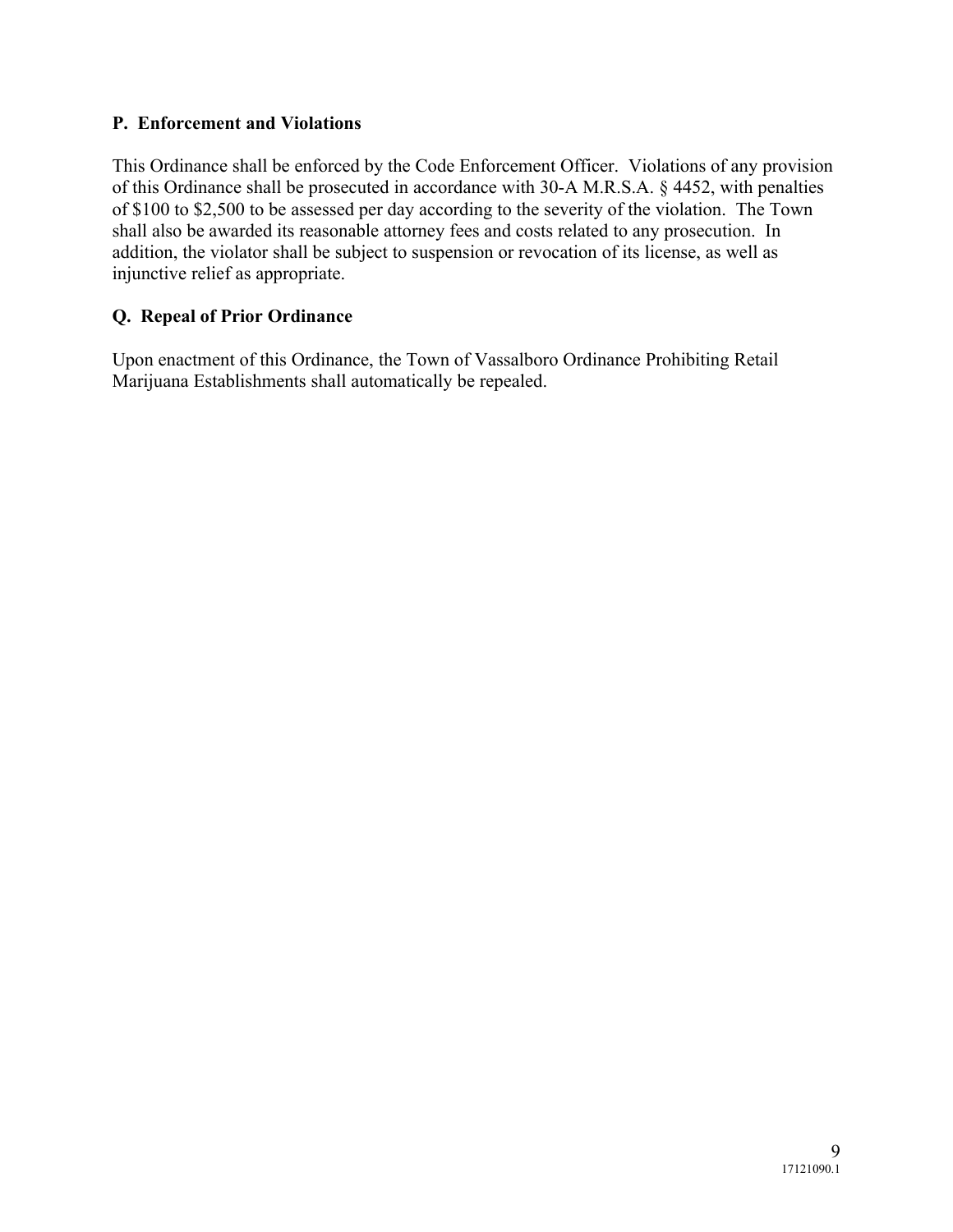### P. Enforcement and Violations

This Ordinance shall be enforced by the Code Enforcement Officer. Violations of any provision of this Ordinance shall be prosecuted in accordance with 30-A M.R.S.A. § 4452, with penalties of $100 to $2,500 to be assessed per day according to the severity of the violation. The Town shall also be awarded its reasonable attorney fees and costs related to any prosecution. In addition, the violator shall be subject to suspension or revocation of its license, as well as injunctive relief as appropriate.

### Q. Repeal of Prior Ordinance

Upon enactment of this Ordinance, the Town of Vassalboro Ordinance Prohibiting Retail Marijuana Establishments shall automatically be repealed.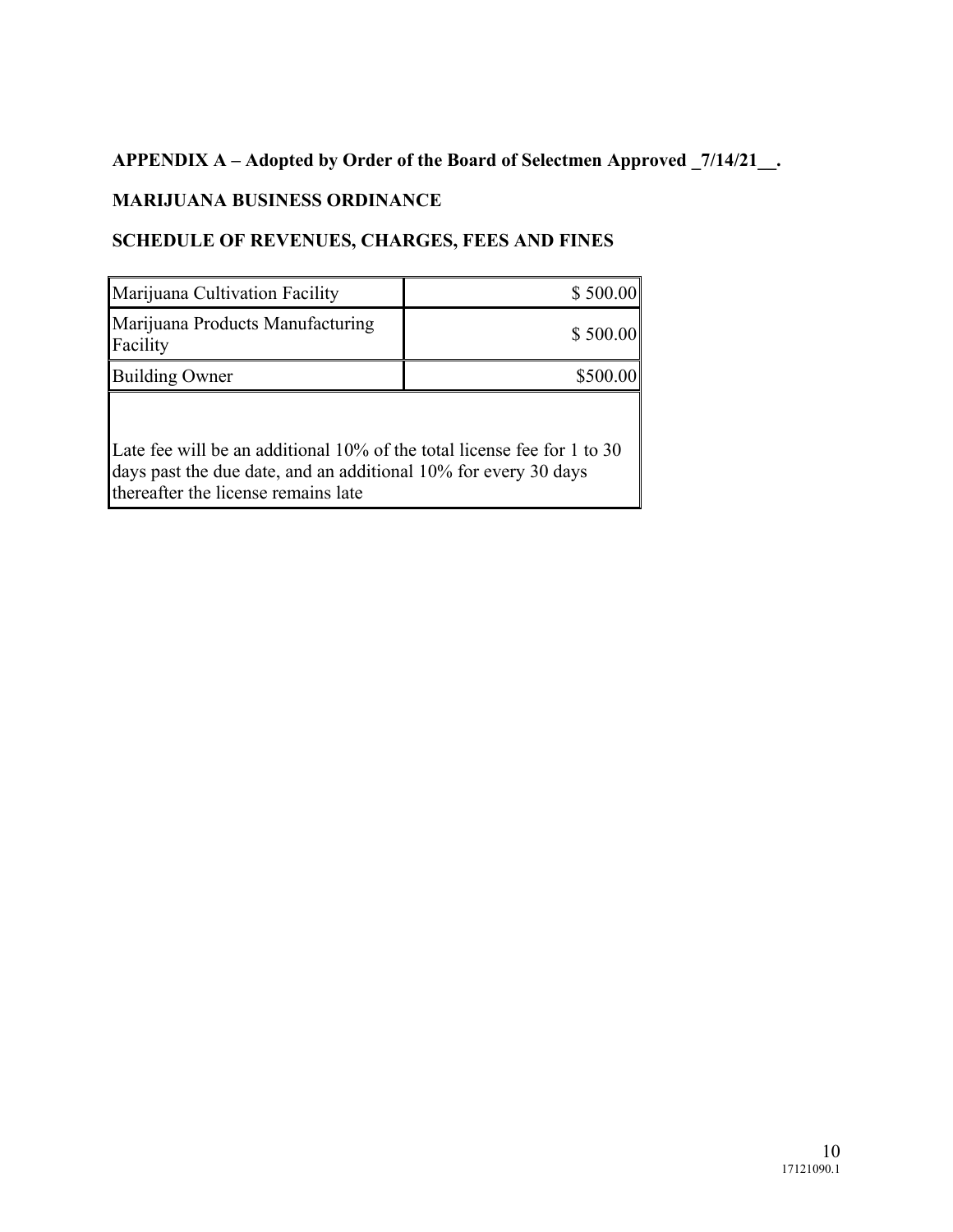**APPENDIX A – Adopted by Order of the Board of Selectmen Approved _7/14/21__.**

**MARIJUANA BUSINESS ORDINANCE**

**SCHEDULE OF REVENUES, CHARGES, FEES AND FINES**

| | |
|---|---|
| Marijuana Cultivation Facility | $ 500.00 |
| Marijuana Products Manufacturing Facility | $ 500.00 |
| Building Owner | $500.00 |
| Late fee will be an additional 10% of the total license fee for 1 to 30 days past the due date, and an additional 10% for every 30 days thereafter the license remains late | |

17121090.1